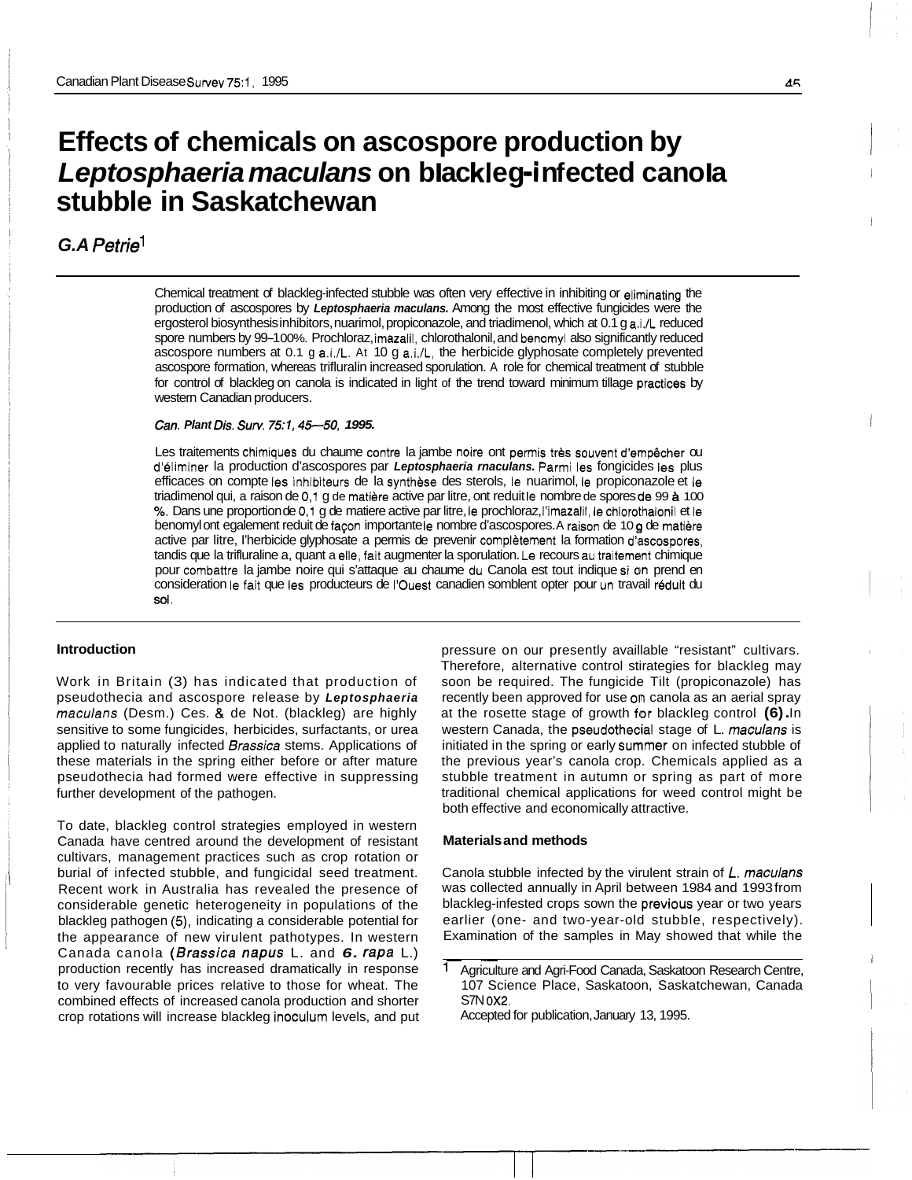# Effects of chemicals on ascospore production by *Leptosphaeria maculans* on blackleg-infected canola stubble in Saskatchewan

*G.A Petrie*[1]

Chemical treatment of blackleg-infected stubble was often very effective in inhibiting or eliminating the production of ascospores by ***Leptosphaeria maculans.*** Among the most effective fungicides were the ergosterol biosynthesis inhibitors, nuarimol, propiconazole, and triadimenol, which at 0.1 g a.i./L reduced spore numbers by 99–100%. Prochloraz, imazalil, chlorothalonil, and benomyl also significantly reduced ascospore numbers at 0.1 g a.i./L. At 10 g a.i./L, the herbicide glyphosate completely prevented ascospore formation, whereas trifluralin increased sporulation. A role for chemical treatment of stubble for control of blackleg on canola is indicated in light of the trend toward minimum tillage practices by western Canadian producers.

*Can. Plant Dis. Surv. 75:1, 45–50, 1995.*

Les traitements chimiques du chaume contre la jambe noire ont permis très souvent d'empêcher ou d'éliminer la production d'ascospores par ***Leptosphaeria rnaculans.*** Parmi les fongicides les plus efficaces on compte les inhibiteurs de la synthèse des sterols, le nuarimol, le propiconazole et le triadimenol qui, a raison de 0,1 g de matière active par litre, ont reduit le nombre de spores de 99 à 100 %. Dans une proportion de 0,1 g de matiere active par litre, le prochloraz, l'imazalil, le chlorothalonil et le benomyl ont egalement reduit de façon importante le nombre d'ascospores. A raison de 10 g de matière active par litre, l'herbicide glyphosate a permis de prevenir complètement la formation d'ascospores, tandis que la trifluraline a, quant a elle, fait augmenter la sporulation. Le recours au traitement chimique pour combattre la jambe noire qui s'attaque au chaume du Canola est tout indique si on prend en consideration le fait que les producteurs de l'Ouest canadien semblent opter pour un travail réduit du sol.

## Introduction

Work in Britain (3) has indicated that production of pseudothecia and ascospore release by ***Leptosphaeria maculans*** (Desm.) Ces. & de Not. (blackleg) are highly sensitive to some fungicides, herbicides, surfactants, or urea applied to naturally infected *Brassica* stems. Applications of these materials in the spring either before or after mature pseudothecia had formed were effective in suppressing further development of the pathogen.

To date, blackleg control strategies employed in western Canada have centred around the development of resistant cultivars, management practices such as crop rotation or burial of infected stubble, and fungicidal seed treatment. Recent work in Australia has revealed the presence of considerable genetic heterogeneity in populations of the blackleg pathogen (5), indicating a considerable potential for the appearance of new virulent pathotypes. In western Canada canola (*Brassica napus* L. and *B. rapa* L.) production recently has increased dramatically in response to very favourable prices relative to those for wheat. The combined effects of increased canola production and shorter crop rotations will increase blackleg inoculum levels, and put pressure on our presently availlable "resistant" cultivars. Therefore, alternative control stirategies for blackleg may soon be required. The fungicide Tilt (propiconazole) has recently been approved for use on canola as an aerial spray at the rosette stage of growth for blackleg control **(6)**. In western Canada, the pseudothecial stage of L. *maculans* is initiated in the spring or early summer on infected stubble of the previous year's canola crop. Chemicals applied as a stubble treatment in autumn or spring as part of more traditional chemical applications for weed control might be both effective and economically attractive.

## Materials and methods

Canola stubble infected by the virulent strain of *L. maculans* was collected annually in April between 1984 and 1993 from blackleg-infested crops sown the previous year or two years earlier (one- and two-year-old stubble, respectively). Examination of the samples in May showed that while the

[1] Agriculture and Agri-Food Canada, Saskatoon Research Centre, 107 Science Place, Saskatoon, Saskatchewan, Canada S7N 0X2.
Accepted for publication, January 13, 1995.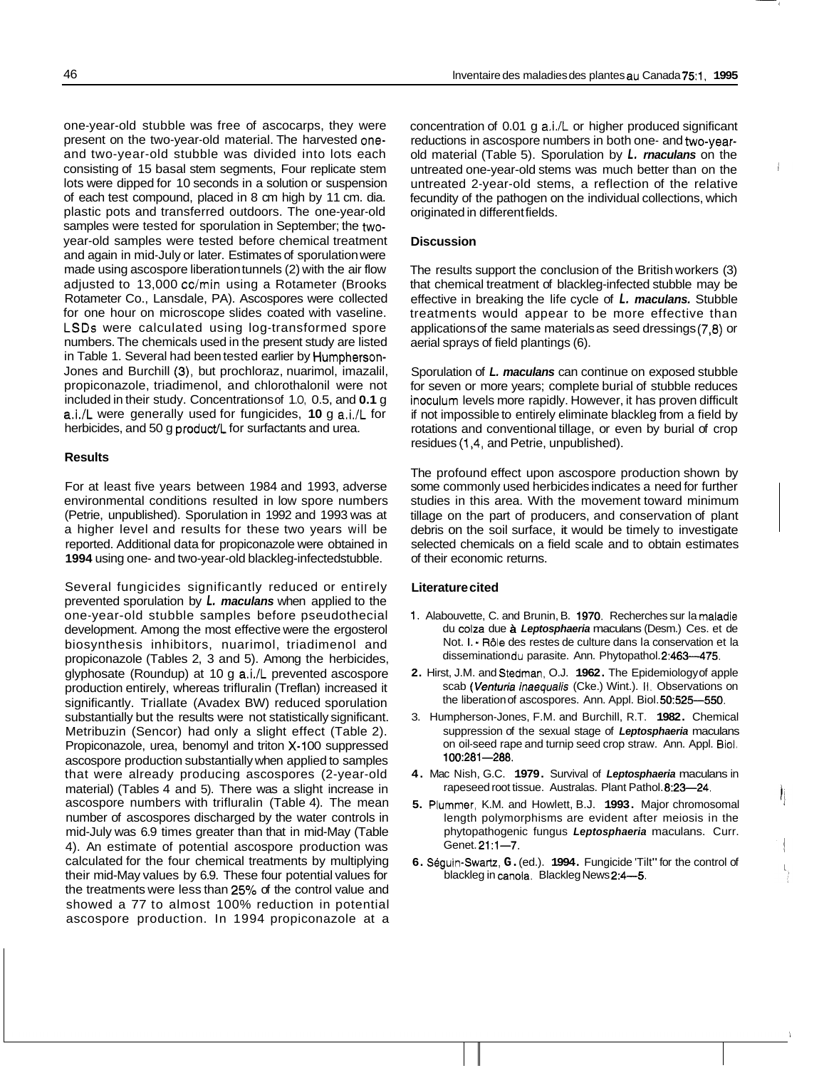one-year-old stubble was free of ascocarps, they were present on the two-year-old material. The harvested one- and two-year-old stubble was divided into lots each consisting of 15 basal stem segments, Four replicate stem lots were dipped for 10 seconds in a solution or suspension of each test compound, placed in 8 cm high by 11 cm. dia. plastic pots and transferred outdoors. The one-year-old samples were tested for sporulation in September; the two-year-old samples were tested before chemical treatment and again in mid-July or later. Estimates of sporulation were made using ascospore liberation tunnels (2) with the air flow adjusted to 13,000 cc/min using a Rotameter (Brooks Rotameter Co., Lansdale, PA). Ascospores were collected for one hour on microscope slides coated with vaseline. LSDs were calculated using log-transformed spore numbers. The chemicals used in the present study are listed in Table 1. Several had been tested earlier by Humpherson-Jones and Burchill (3), but prochloraz, nuarimol, imazalil, propiconazole, triadimenol, and chlorothalonil were not included in their study. Concentrations of 1.0, 0.5, and **0.1** g a.i./L were generally used for fungicides, **10** g a.i./L for herbicides, and 50 g product/L for surfactants and urea.

## Results

For at least five years between 1984 and 1993, adverse environmental conditions resulted in low spore numbers (Petrie, unpublished). Sporulation in 1992 and 1993 was at a higher level and results for these two years will be reported. Additional data for propiconazole were obtained in **1994** using one- and two-year-old blackleg-infected stubble.

Several fungicides significantly reduced or entirely prevented sporulation by ***L. maculans*** when applied to the one-year-old stubble samples before pseudothecial development. Among the most effective were the ergosterol biosynthesis inhibitors, nuarimol, triadimenol and propiconazole (Tables 2, 3 and 5). Among the herbicides, glyphosate (Roundup) at 10 g a.i./L prevented ascospore production entirely, whereas trifluralin (Treflan) increased it significantly. Triallate (Avadex BW) reduced sporulation substantially but the results were not statistically significant. Metribuzin (Sencor) had only a slight effect (Table 2). Propiconazole, urea, benomyl and triton X-100 suppressed ascospore production substantially when applied to samples that were already producing ascospores (2-year-old material) (Tables 4 and 5). There was a slight increase in ascospore numbers with trifluralin (Table 4). The mean number of ascospores discharged by the water controls in mid-July was 6.9 times greater than that in mid-May (Table 4). An estimate of potential ascospore production was calculated for the four chemical treatments by multiplying their mid-May values by 6.9. These four potential values for the treatments were less than 25% of the control value and showed a 77 to almost 100% reduction in potential ascospore production. In 1994 propiconazole at a concentration of 0.01 g a.i./L or higher produced significant reductions in ascospore numbers in both one- and two-year-old material (Table 5). Sporulation by ***L. maculans*** on the untreated one-year-old stems was much better than on the untreated 2-year-old stems, a reflection of the relative fecundity of the pathogen on the individual collections, which originated in different fields.

## Discussion

The results support the conclusion of the British workers (3) that chemical treatment of blackleg-infected stubble may be effective in breaking the life cycle of ***L. maculans.*** Stubble treatments would appear to be more effective than applications of the same materials as seed dressings (7,8) or aerial sprays of field plantings (6).

Sporulation of ***L. maculans*** can continue on exposed stubble for seven or more years; complete burial of stubble reduces inoculum levels more rapidly. However, it has proven difficult if not impossible to entirely eliminate blackleg from a field by rotations and conventional tillage, or even by burial of crop residues (1,4, and Petrie, unpublished).

The profound effect upon ascospore production shown by some commonly used herbicides indicates a need for further studies in this area. With the movement toward minimum tillage on the part of producers, and conservation of plant debris on the soil surface, it would be timely to investigate selected chemicals on a field scale and to obtain estimates of their economic returns.

## Literature cited

1. Alabouvette, C. and Brunin, B. **1970**. Recherches sur la maladie du colza due à ***Leptosphaeria*** maculans (Desm.) Ces. et de Not. I. - Rôle des restes de culture dans la conservation et la dissemination du parasite. Ann. Phytopathol. 2:463—475.
2. Hirst, J.M. and Stedman, O.J. **1962.** The Epidemiology of apple scab (*Venturia inaequalis* (Cke.) Wint.). II. Observations on the liberation of ascospores. Ann. Appl. Biol. 50:525—550.
3. Humpherson-Jones, F.M. and Burchill, R.T. **1982.** Chemical suppression of the sexual stage of ***Leptosphaeria*** maculans on oil-seed rape and turnip seed crop straw. Ann. Appl. Biol. 100:281—288.
4. Mac Nish, G.C. **1979.** Survival of ***Leptosphaeria*** maculans in rapeseed root tissue. Australas. Plant Pathol. 8:23—24.
5. Plummer, K.M. and Howlett, B.J. **1993.** Major chromosomal length polymorphisms are evident after meiosis in the phytopathogenic fungus ***Leptosphaeria*** maculans. Curr. Genet. 21:1—7.
6. Séguin-Swartz, **G.** (ed.). **1994.** Fungicide 'Tilt" for the control of blackleg in canola. Blackleg News 2:4—5.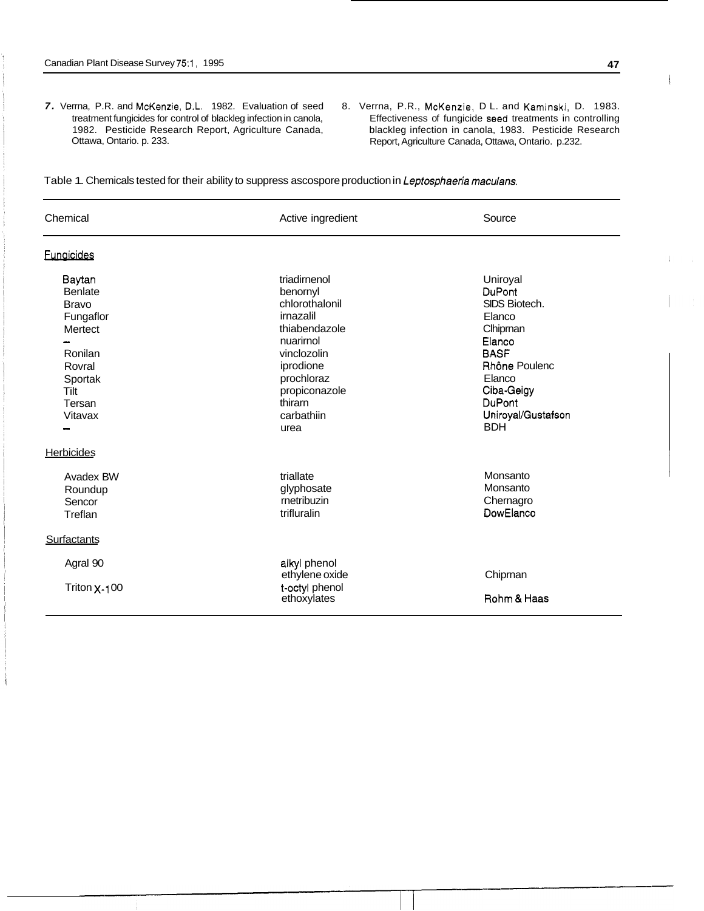7. Verrna, P.R. and McKenzie, D.L. 1982. Evaluation of seed treatment fungicides for control of blackleg infection in canola, 1982. Pesticide Research Report, Agriculture Canada, Ottawa, Ontario. p. 233.

8. Verrna, P.R., McKenzie, D L. and Kaminski, D. 1983. Effectiveness of fungicide seed treatments in controlling blackleg infection in canola, 1983. Pesticide Research Report, Agriculture Canada, Ottawa, Ontario. p.232.

Table 1. Chemicals tested for their ability to suppress ascospore production in *Leptosphaeria maculans*.

| Chemical | Active ingredient | Source |
|---|---|---|
| Fungicides | | |
| Baytan | triadirnenol | Uniroyal |
| Benlate | benornyl | DuPont |
| Bravo | chlorothalonil | SIDS Biotech. |
| Fungaflor | irnazalil | Elanco |
| Mertect | thiabendazole | Clhipman |
| -- | nuarirnol | Elanco |
| Ronilan | vinclozolin | BASF |
| Rovral | iprodione | Rhône Poulenc |
| Sportak | prochloraz | Elanco |
| Tilt | propiconazole | Ciba-Geigy |
| Tersan | thirarn | DuPont |
| Vitavax | carbathiin | Uniroyal/Gustafson |
| -- | urea | BDH |
| Herbicides | | |
| Avadex BW | triallate | Monsanto |
| Roundup | glyphosate | Monsanto |
| Sencor | rnetribuzin | Chernagro |
| Treflan | trifluralin | DowElanco |
| Surfactants | | |
| Agral 90 | alkyl phenol ethylene oxide | Chiprnan |
| Triton X-100 | t-octyl phenol ethoxylates | Rohm & Haas |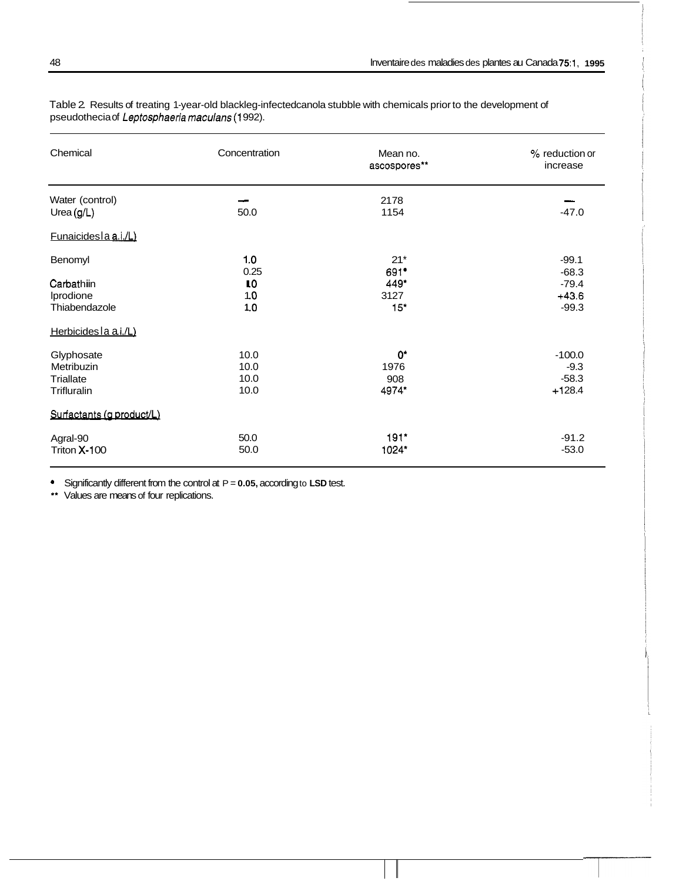Table 2. Results of treating 1-year-old blackleg-infected canola stubble with chemicals prior to the development of pseudothecia of *Leptosphaeria maculans* (1992).

| Chemical | Concentration | Mean no. ascospores** | % reduction or increase |
|---|---|---|---|
| Water (control) | — | 2178 | — |
| Urea (g/L) | 50.0 | 1154 | -47.0 |
| Fungicides (g a.i./L) | | | |
| Benomyl | 1.0 | 21* | -99.1 |
| | 0.25 | 691* | -68.3 |
| Carbathiin | 1.0 | 449* | -79.4 |
| Iprodione | 1.0 | 3127 | +43.6 |
| Thiabendazole | 1.0 | 15* | -99.3 |
| Herbicides (g a.i./L) | | | |
| Glyphosate | 10.0 | 0* | -100.0 |
| Metribuzin | 10.0 | 1976 | -9.3 |
| Triallate | 10.0 | 908 | -58.3 |
| Trifluralin | 10.0 | 4974* | +128.4 |
| Surfactants (g product/L) | | | |
| Agral-90 | 50.0 | 191* | -91.2 |
| Triton X-100 | 50.0 | 1024* | -53.0 |

\* Significantly different from the control at $P = 0.05$, according to **LSD** test.

\*\* Values are means of four replications.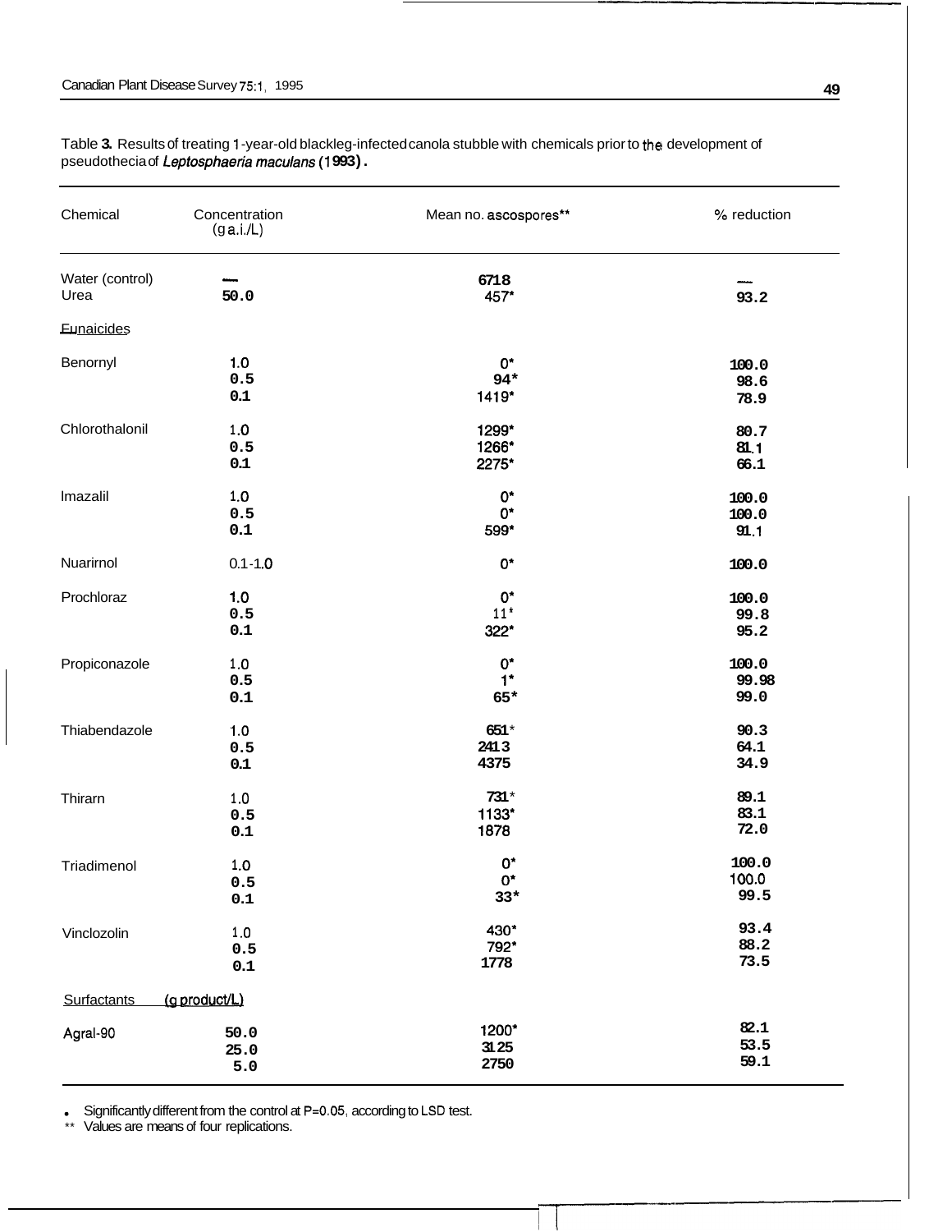Table 3. Results of treating 1-year-old blackleg-infected canola stubble with chemicals prior to the development of pseudothecia of *Leptosphaeria maculans* (1993).

| Chemical | Concentration (g a.i./L) | Mean no. ascospores** | % reduction |
|---|---|---|---|
| Water (control) | — | 6718 | — |
| Urea | 50.0 | 457* | 93.2 |
| Fungicides | | | |
| Benomyl | 1.0 | 0* | 100.0 |
| | 0.5 | 94* | 98.6 |
| | 0.1 | 1419* | 78.9 |
| Chlorothalonil | 1.0 | 1299* | 80.7 |
| | 0.5 | 1266* | 81.1 |
| | 0.1 | 2275* | 66.1 |
| Imazalil | 1.0 | 0* | 100.0 |
| | 0.5 | 0* | 100.0 |
| | 0.1 | 599* | 91.1 |
| Nuarimol | 0.1-1.0 | 0* | 100.0 |
| Prochloraz | 1.0 | 0* | 100.0 |
| | 0.5 | 11* | 99.8 |
| | 0.1 | 322* | 95.2 |
| Propiconazole | 1.0 | 0* | 100.0 |
| | 0.5 | 1* | 99.98 |
| | 0.1 | 65* | 99.0 |
| Thiabendazole | 1.0 | 651* | 90.3 |
| | 0.5 | 2413 | 64.1 |
| | 0.1 | 4375 | 34.9 |
| Thiram | 1.0 | 731* | 89.1 |
| | 0.5 | 1133* | 83.1 |
| | 0.1 | 1878 | 72.0 |
| Triadimenol | 1.0 | 0* | 100.0 |
| | 0.5 | 0* | 100.0 |
| | 0.1 | 33* | 99.5 |
| Vinclozolin | 1.0 | 430* | 93.4 |
| | 0.5 | 792* | 88.2 |
| | 0.1 | 1778 | 73.5 |
| Surfactants | (g product/L) | | |
| Agral-90 | 50.0 | 1200* | 82.1 |
| | 25.0 | 3125 | 53.5 |
| | 5.0 | 2750 | 59.1 |

\* Significantly different from the control at $P=0.05$, according to LSD test.

** Values are means of four replications.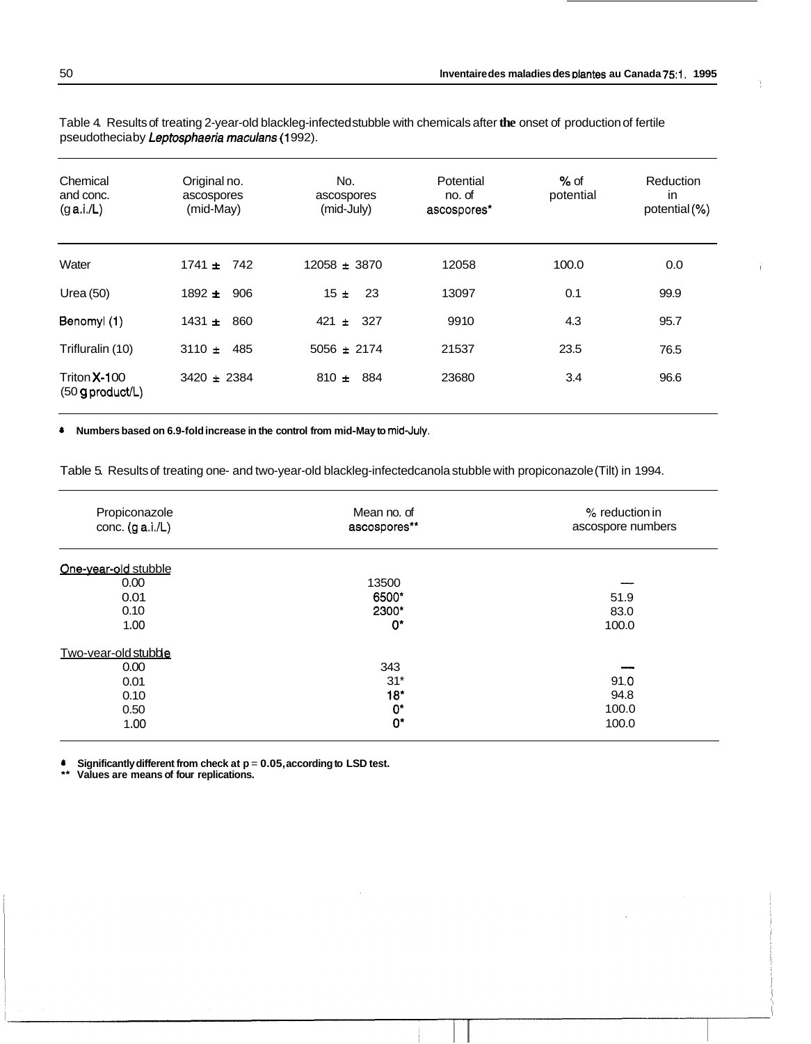Table 4. Results of treating 2-year-old blackleg-infected stubble with chemicals after the onset of production of fertile pseudothecia by *Leptosphaeria maculans* (1992).

| Chemical and conc. (g a.i./L) | Original no. ascospores (mid-May) | No. ascospores (mid-July) | Potential no. of ascospores* | % of potential | Reduction in potential (%) |
|---|---|---|---|---|---|
| Water | 1741 ± 742 | 12058 ± 3870 | 12058 | 100.0 | 0.0 |
| Urea (50) | 1892 ± 906 | 15 ± 23 | 13097 | 0.1 | 99.9 |
| Benomyl (1) | 1431 ± 860 | 421 ± 327 | 9910 | 4.3 | 95.7 |
| Trifluralin (10) | 3110 ± 485 | 5056 ± 2174 | 21537 | 23.5 | 76.5 |
| Triton X-100 (50 g product/L) | 3420 ± 2384 | 810 ± 884 | 23680 | 3.4 | 96.6 |

\* **Numbers based on 6.9-fold increase in the control from mid-May to mid-July.**

Table 5. Results of treating one- and two-year-old blackleg-infected canola stubble with propiconazole (Tilt) in 1994.

| Propiconazole conc. (g a.i./L) | Mean no. of ascospores** | % reduction in ascospore numbers |
|---|---|---|
| One-year-old stubble | | |
| 0.00 | 13500 | — |
| 0.01 | 6500* | 51.9 |
| 0.10 | 2300* | 83.0 |
| 1.00 | 0* | 100.0 |
| Two-year-old stubble | | |
| 0.00 | 343 | — |
| 0.01 | 31* | 91.0 |
| 0.10 | 18* | 94.8 |
| 0.50 | 0* | 100.0 |
| 1.00 | 0* | 100.0 |

\* **Significantly different from check at p = 0.05, according to LSD test.**
\*\* **Values are means of four replications.**